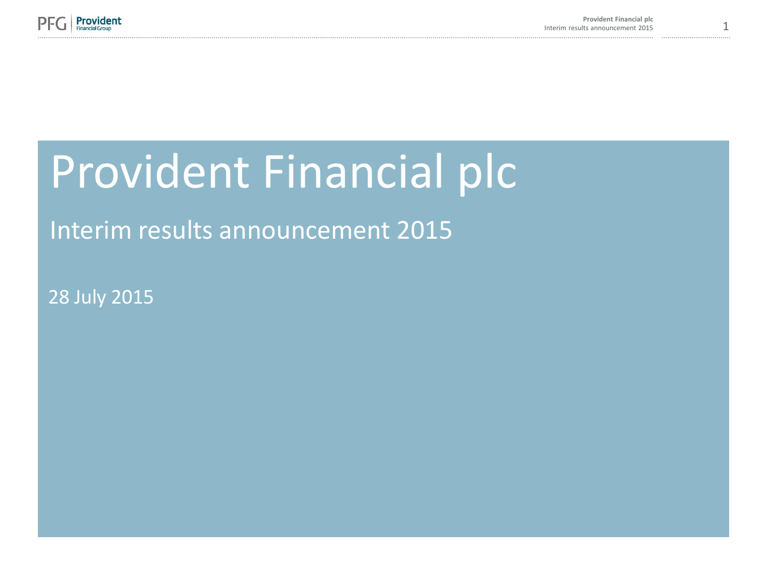# Provident Financial plc

## Interim results announcement 2015

28 July 2015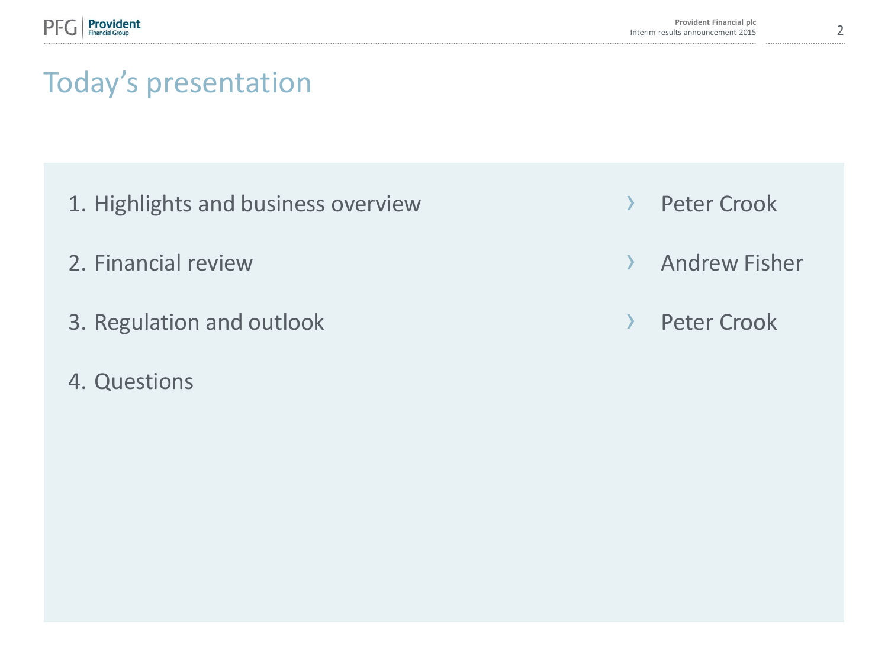# Today's presentation

| | |
|---|---|
| 1. Highlights and business overview | › Peter Crook |
| 2. Financial review | › Andrew Fisher |
| 3. Regulation and outlook | › Peter Crook |
| 4. Questions | |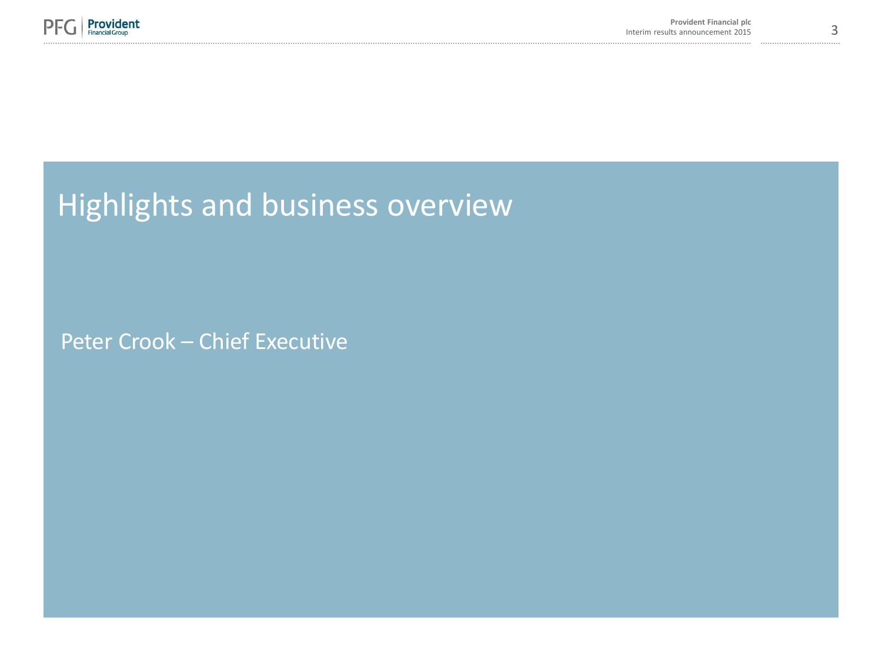# Highlights and business overview

Peter Crook – Chief Executive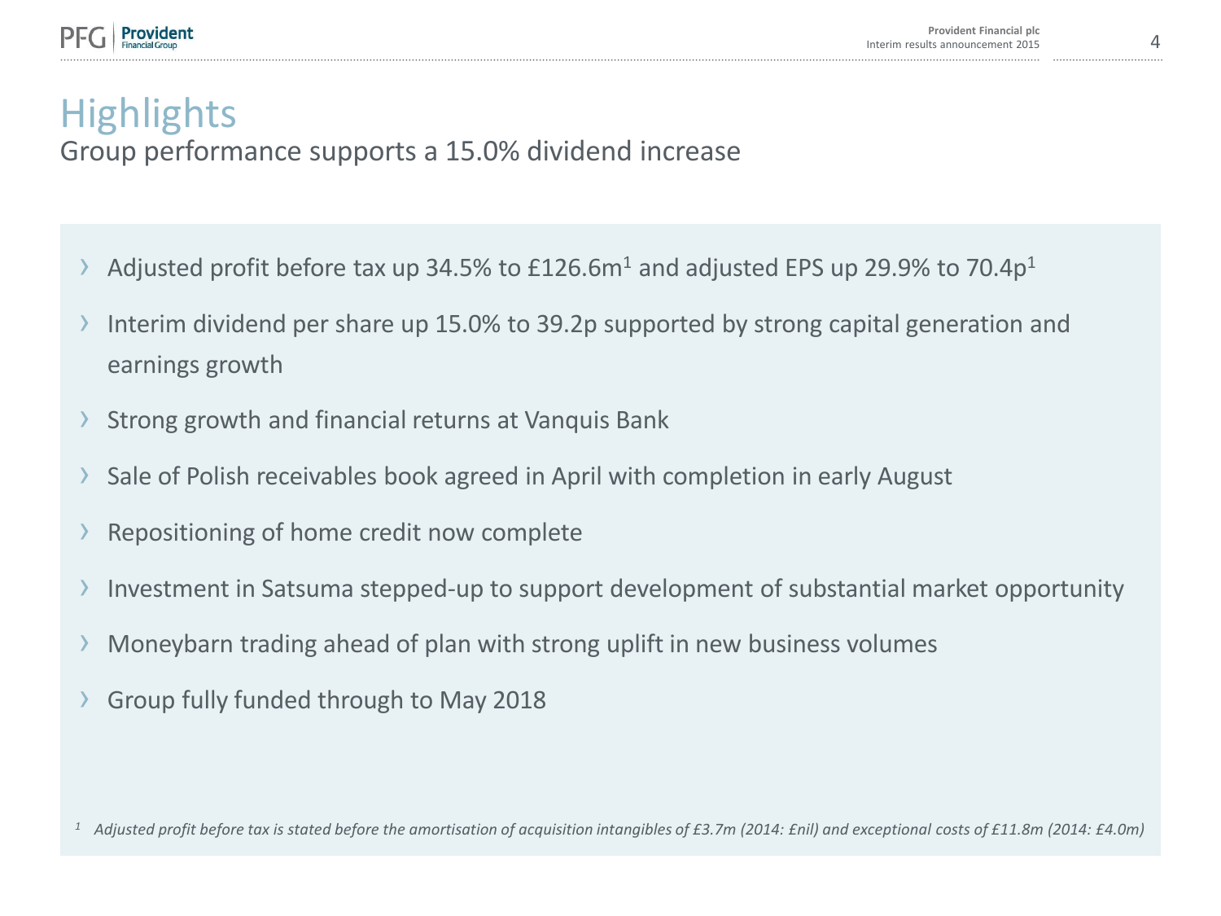# Highlights

## Group performance supports a 15.0% dividend increase

- Adjusted profit before tax up 34.5% to £126.6m[1] and adjusted EPS up 29.9% to 70.4p[1]
- Interim dividend per share up 15.0% to 39.2p supported by strong capital generation and earnings growth
- Strong growth and financial returns at Vanquis Bank
- Sale of Polish receivables book agreed in April with completion in early August
- Repositioning of home credit now complete
- Investment in Satsuma stepped-up to support development of substantial market opportunity
- Moneybarn trading ahead of plan with strong uplift in new business volumes
- Group fully funded through to May 2018

[1] *Adjusted profit before tax is stated before the amortisation of acquisition intangibles of £3.7m (2014: £nil) and exceptional costs of £11.8m (2014: £4.0m)*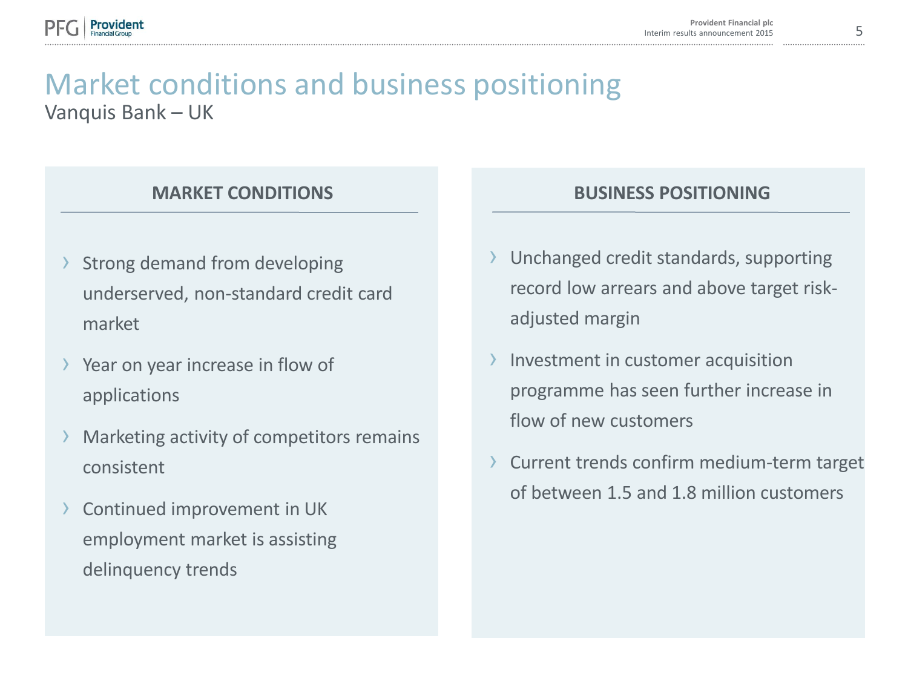# Market conditions and business positioning

Vanquis Bank – UK

## MARKET CONDITIONS

- Strong demand from developing underserved, non-standard credit card market
- Year on year increase in flow of applications
- Marketing activity of competitors remains consistent
- Continued improvement in UK employment market is assisting delinquency trends

## BUSINESS POSITIONING

- Unchanged credit standards, supporting record low arrears and above target risk-adjusted margin
- Investment in customer acquisition programme has seen further increase in flow of new customers
- Current trends confirm medium-term target of between 1.5 and 1.8 million customers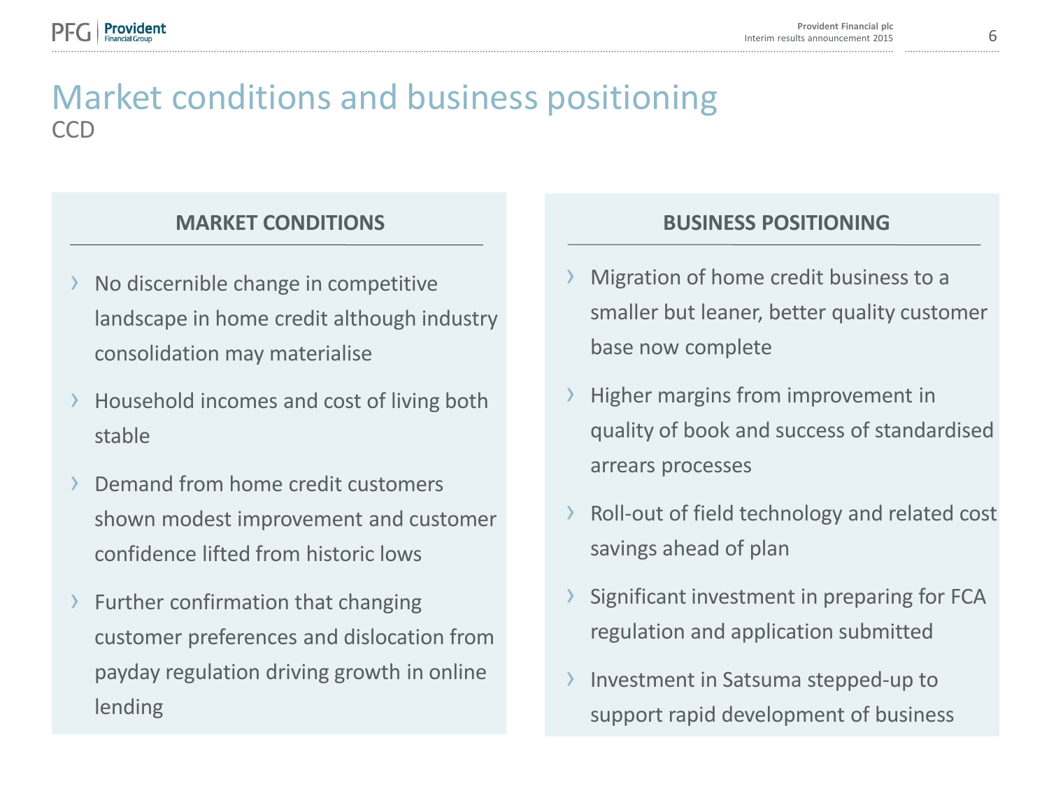# Market conditions and business positioning

CCD

## MARKET CONDITIONS

- No discernible change in competitive landscape in home credit although industry consolidation may materialise
- Household incomes and cost of living both stable
- Demand from home credit customers shown modest improvement and customer confidence lifted from historic lows
- Further confirmation that changing customer preferences and dislocation from payday regulation driving growth in online lending

## BUSINESS POSITIONING

- Migration of home credit business to a smaller but leaner, better quality customer base now complete
- Higher margins from improvement in quality of book and success of standardised arrears processes
- Roll-out of field technology and related cost savings ahead of plan
- Significant investment in preparing for FCA regulation and application submitted
- Investment in Satsuma stepped-up to support rapid development of business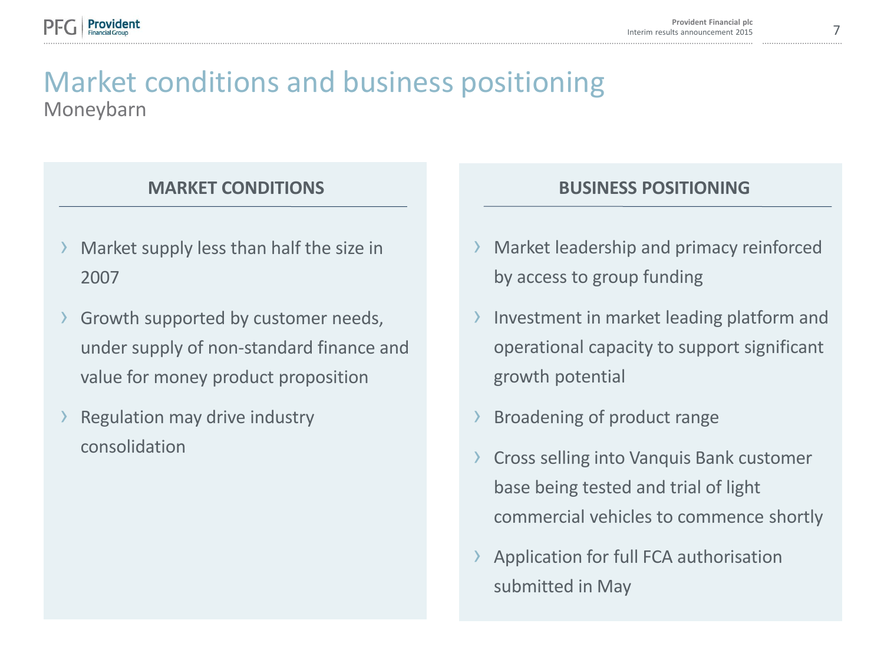# Market conditions and business positioning

## Moneybarn

### MARKET CONDITIONS

- Market supply less than half the size in 2007
- Growth supported by customer needs, under supply of non-standard finance and value for money product proposition
- Regulation may drive industry consolidation

### BUSINESS POSITIONING

- Market leadership and primacy reinforced by access to group funding
- Investment in market leading platform and operational capacity to support significant growth potential
- Broadening of product range
- Cross selling into Vanquis Bank customer base being tested and trial of light commercial vehicles to commence shortly
- Application for full FCA authorisation submitted in May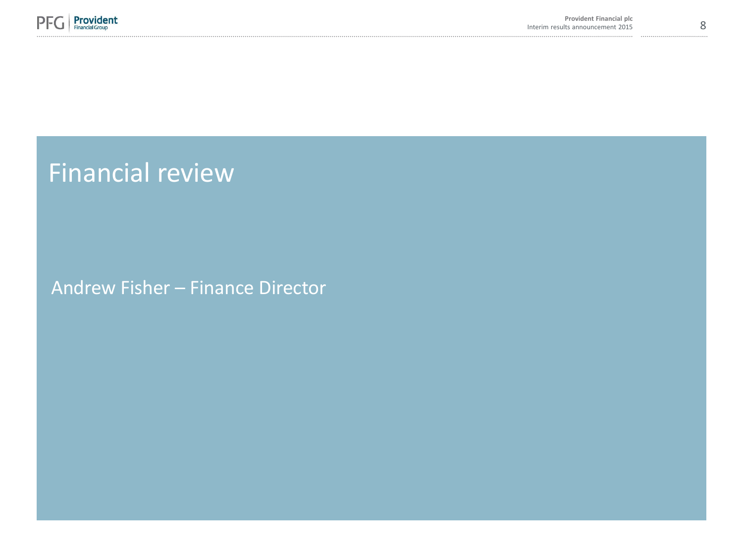# Financial review

Andrew Fisher – Finance Director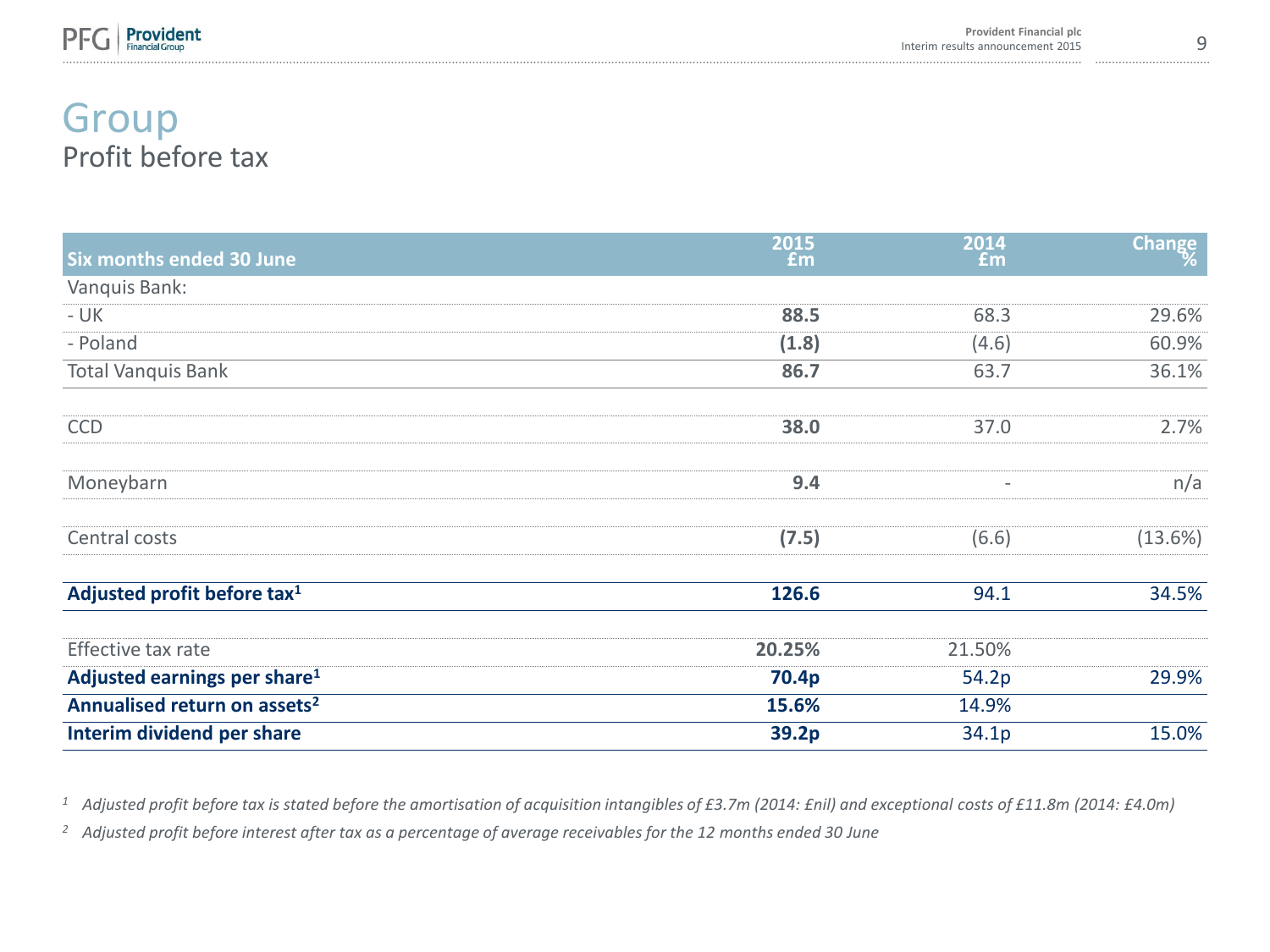# Group

## Profit before tax

| Six months ended 30 June | 2015 £m | 2014 £m | Change % |
|---|---|---|---|
| Vanquis Bank: | | | |
| - UK | **88.5** | 68.3 | 29.6% |
| - Poland | **(1.8)** | (4.6) | 60.9% |
| Total Vanquis Bank | **86.7** | 63.7 | 36.1% |
| | | | |
| CCD | **38.0** | 37.0 | 2.7% |
| | | | |
| Moneybarn | **9.4** | - | n/a |
| | | | |
| Central costs | **(7.5)** | (6.6) | (13.6%) |
| | | | |
| **Adjusted profit before tax[1]** | **126.6** | 94.1 | 34.5% |
| | | | |
| Effective tax rate | **20.25%** | 21.50% | |
| **Adjusted earnings per share[1]** | **70.4p** | 54.2p | 29.9% |
| **Annualised return on assets[2]** | **15.6%** | 14.9% | |
| **Interim dividend per share** | **39.2p** | 34.1p | 15.0% |

[1] *Adjusted profit before tax is stated before the amortisation of acquisition intangibles of £3.7m (2014: £nil) and exceptional costs of £11.8m (2014: £4.0m)*

[2] *Adjusted profit before interest after tax as a percentage of average receivables for the 12 months ended 30 June*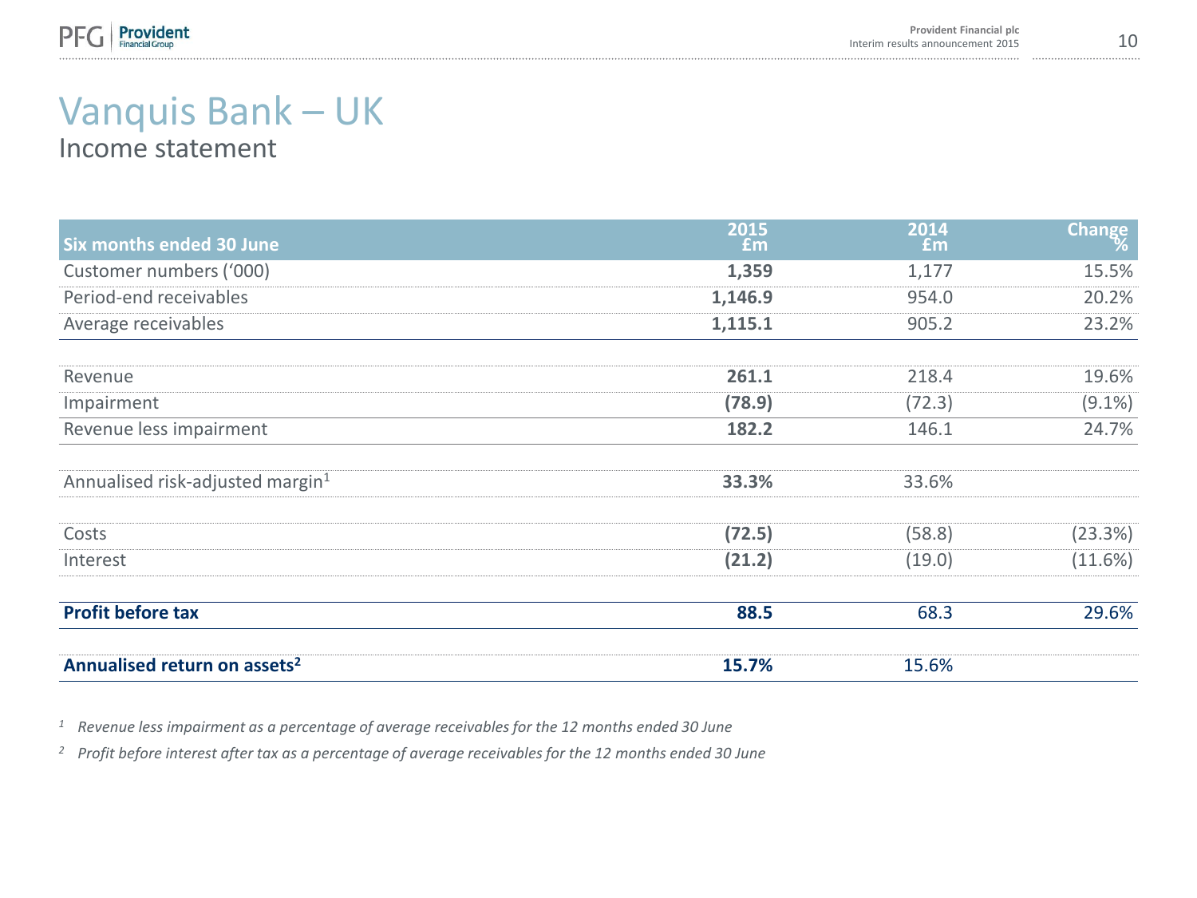# Vanquis Bank – UK

## Income statement

| Six months ended 30 June | 2015 £m | 2014 £m | Change % |
|---|---|---|---|
| Customer numbers ('000) | **1,359** | 1,177 | 15.5% |
| Period-end receivables | **1,146.9** | 954.0 | 20.2% |
| Average receivables | **1,115.1** | 905.2 | 23.2% |
| | | | |
| Revenue | **261.1** | 218.4 | 19.6% |
| Impairment | **(78.9)** | (72.3) | (9.1%) |
| Revenue less impairment | **182.2** | 146.1 | 24.7% |
| | | | |
| Annualised risk-adjusted margin[1] | **33.3%** | 33.6% | |
| | | | |
| Costs | **(72.5)** | (58.8) | (23.3%) |
| Interest | **(21.2)** | (19.0) | (11.6%) |
| | | | |
| **Profit before tax** | **88.5** | 68.3 | 29.6% |
| | | | |
| **Annualised return on assets[2]** | **15.7%** | 15.6% | |

[1] *Revenue less impairment as a percentage of average receivables for the 12 months ended 30 June*

[2] *Profit before interest after tax as a percentage of average receivables for the 12 months ended 30 June*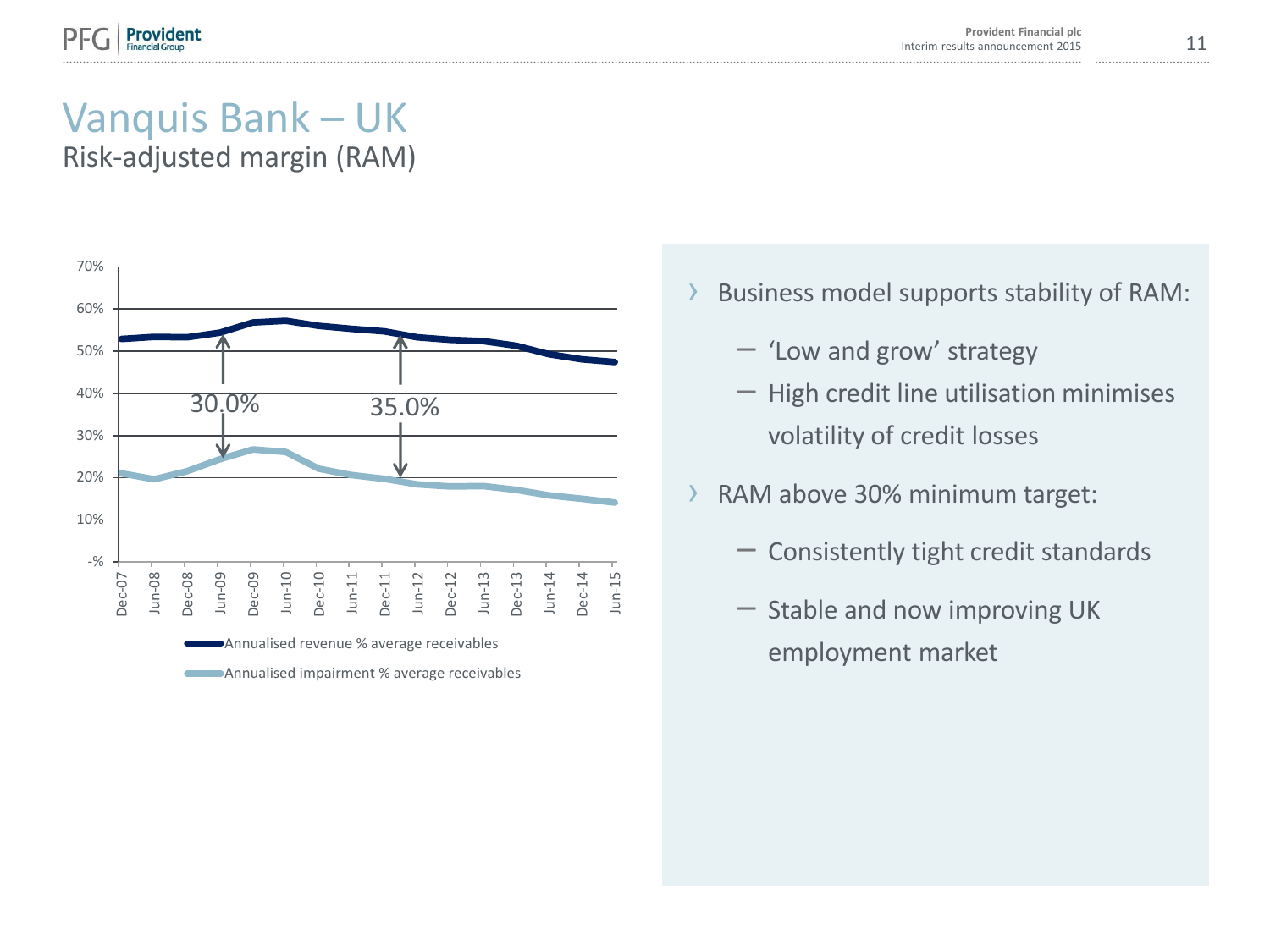# Vanquis Bank – UK

## Risk-adjusted margin (RAM)

70%
60%
50%
40%
30%
20%
10%
-%

30.0%

35.0%

Dec-07 Jun-08 Dec-08 Jun-09 Dec-09 Jun-10 Dec-10 Jun-11 Dec-11 Jun-12 Dec-12 Jun-13 Dec-13 Jun-14 Dec-14 Jun-15

Annualised revenue % average receivables

Annualised impairment % average receivables

- Business model supports stability of RAM:
  - ‘Low and grow’ strategy
  - High credit line utilisation minimises volatility of credit losses
- RAM above 30% minimum target:
  - Consistently tight credit standards
  - Stable and now improving UK employment market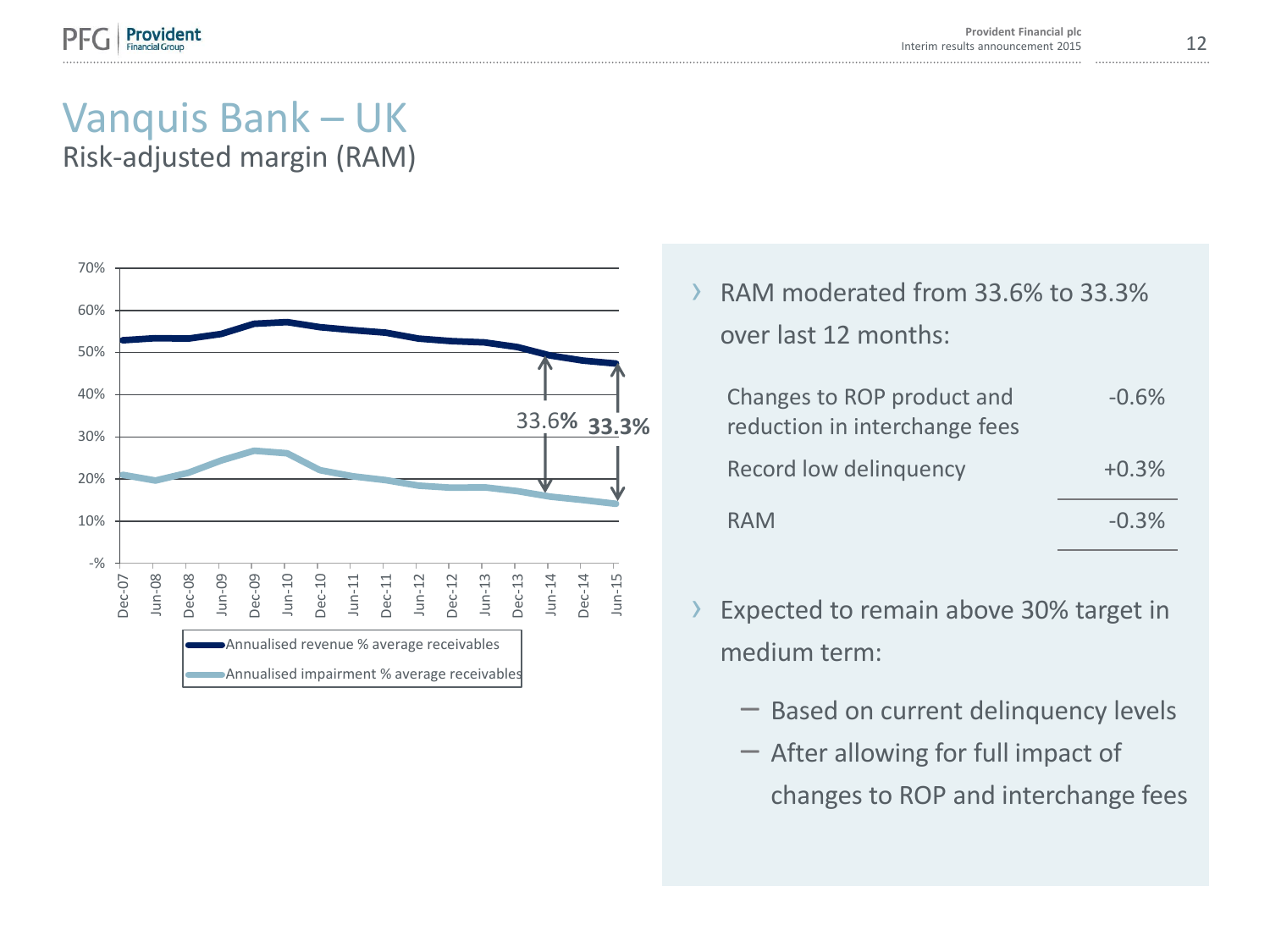# Vanquis Bank – UK

## Risk-adjusted margin (RAM)

- RAM moderated from 33.6% to 33.3% over last 12 months:

| | |
|---|---|
| Changes to ROP product and reduction in interchange fees | -0.6% |
| Record low delinquency | +0.3% |
| RAM | -0.3% |

- Expected to remain above 30% target in medium term:
  - Based on current delinquency levels
  - After allowing for full impact of changes to ROP and interchange fees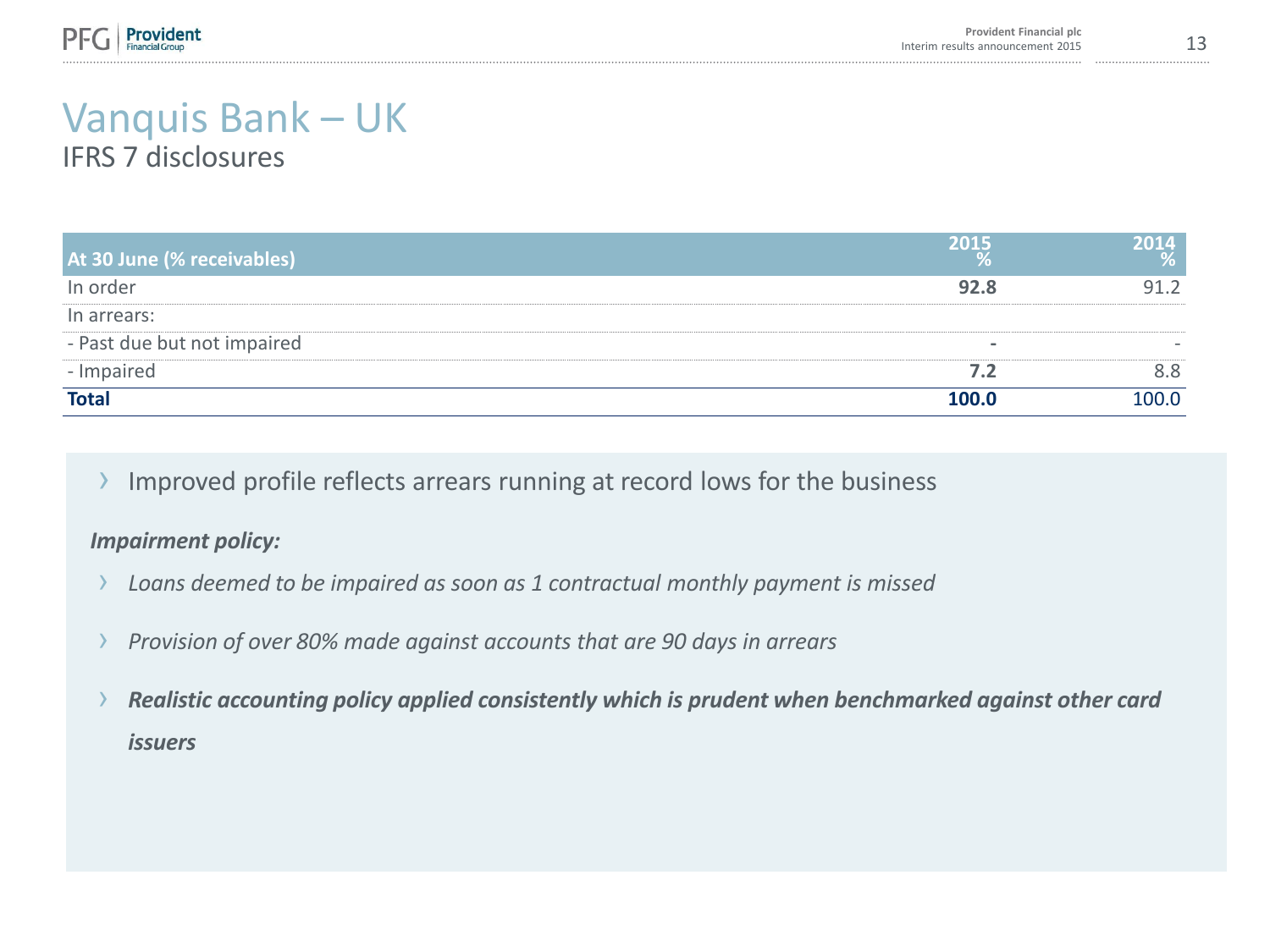# Vanquis Bank – UK

## IFRS 7 disclosures

| At 30 June (% receivables) | 2015 % | 2014 % |
|---|---|---|
| In order | **92.8** | 91.2 |
| In arrears: | | |
| - Past due but not impaired | **-** | - |
| - Impaired | **7.2** | 8.8 |
| **Total** | **100.0** | 100.0 |

- Improved profile reflects arrears running at record lows for the business

***Impairment policy:***

- *Loans deemed to be impaired as soon as 1 contractual monthly payment is missed*
- *Provision of over 80% made against accounts that are 90 days in arrears*
- ***Realistic accounting policy applied consistently which is prudent when benchmarked against other card issuers***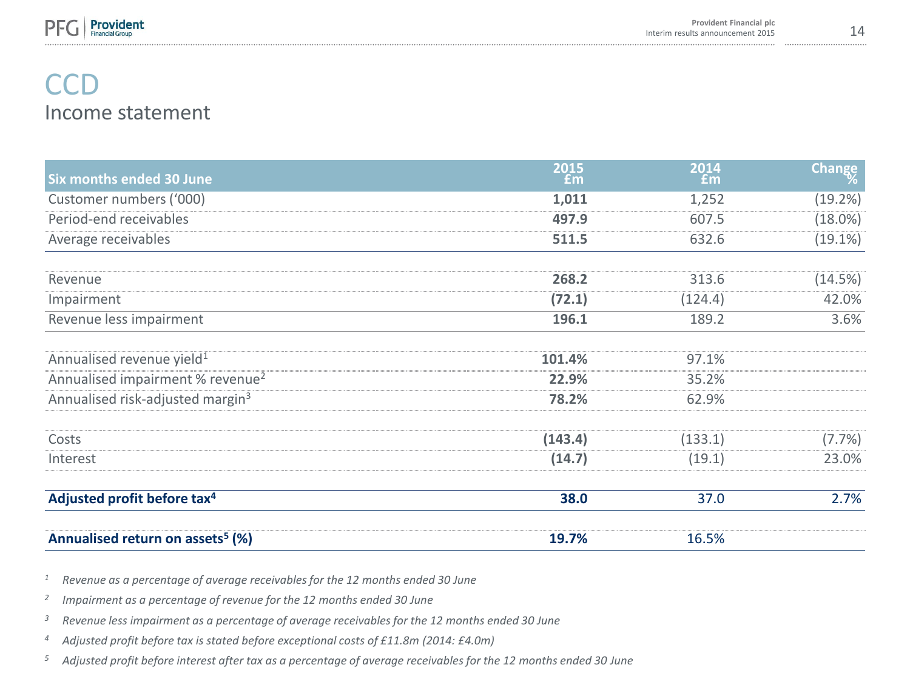# CCD

## Income statement

| Six months ended 30 June | 2015 £m | 2014 £m | Change % |
|---|---|---|---|
| Customer numbers ('000) | **1,011** | 1,252 | (19.2%) |
| Period-end receivables | **497.9** | 607.5 | (18.0%) |
| Average receivables | **511.5** | 632.6 | (19.1%) |
| | | | |
| Revenue | **268.2** | 313.6 | (14.5%) |
| Impairment | **(72.1)** | (124.4) | 42.0% |
| Revenue less impairment | **196.1** | 189.2 | 3.6% |
| | | | |
| Annualised revenue yield[1] | **101.4%** | 97.1% | |
| Annualised impairment % revenue[2] | **22.9%** | 35.2% | |
| Annualised risk-adjusted margin[3] | **78.2%** | 62.9% | |
| | | | |
| Costs | **(143.4)** | (133.1) | (7.7%) |
| Interest | **(14.7)** | (19.1) | 23.0% |
| | | | |
| **Adjusted profit before tax[4]** | **38.0** | 37.0 | 2.7% |
| | | | |
| **Annualised return on assets[5] (%)** | **19.7%** | 16.5% | |

*[1] Revenue as a percentage of average receivables for the 12 months ended 30 June*

*[2] Impairment as a percentage of revenue for the 12 months ended 30 June*

*[3] Revenue less impairment as a percentage of average receivables for the 12 months ended 30 June*

*[4] Adjusted profit before tax is stated before exceptional costs of £11.8m (2014: £4.0m)*

*[5] Adjusted profit before interest after tax as a percentage of average receivables for the 12 months ended 30 June*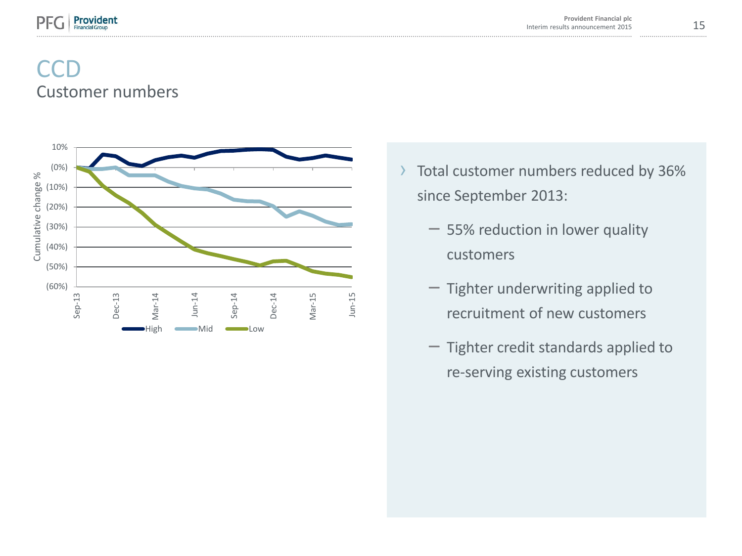# CCD

## Customer numbers

- Total customer numbers reduced by 36% since September 2013:
  - 55% reduction in lower quality customers
  - Tighter underwriting applied to recruitment of new customers
  - Tighter credit standards applied to re-serving existing customers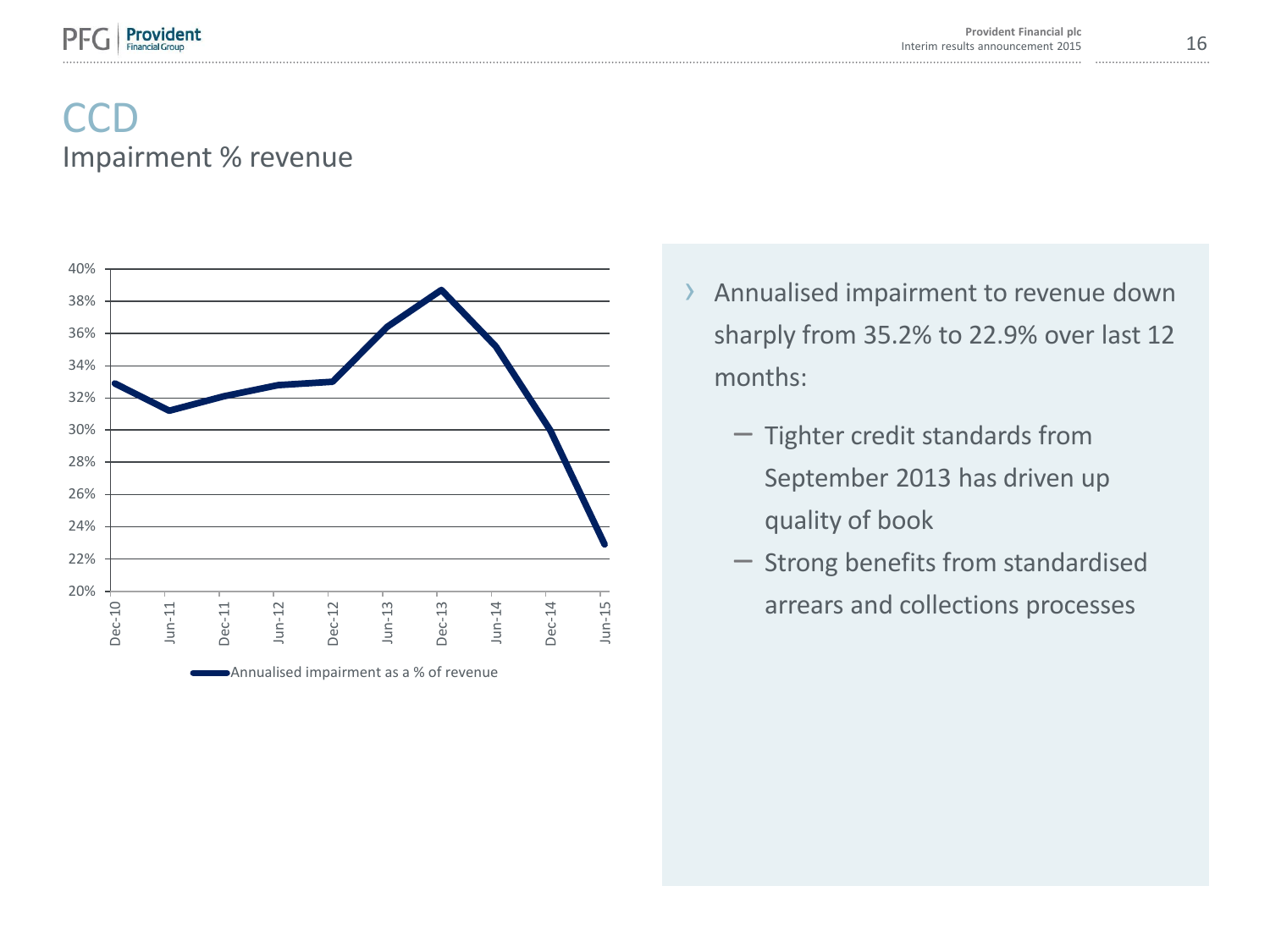# CCD

## Impairment % revenue

- Annualised impairment to revenue down sharply from 35.2% to 22.9% over last 12 months:
  - Tighter credit standards from September 2013 has driven up quality of book
  - Strong benefits from standardised arrears and collections processes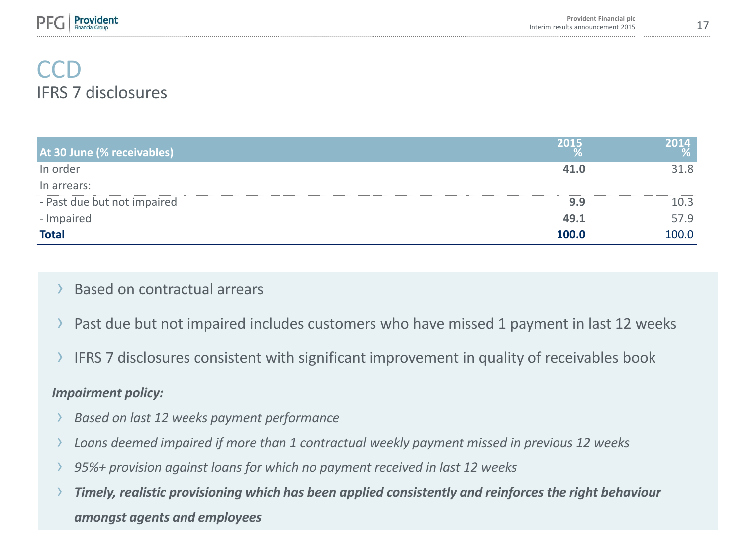# CCD

## IFRS 7 disclosures

| At 30 June (% receivables) | 2015 % | 2014 % |
|---|---|---|
| In order | **41.0** | 31.8 |
| In arrears: | | |
| - Past due but not impaired | **9.9** | 10.3 |
| - Impaired | **49.1** | 57.9 |
| **Total** | **100.0** | 100.0 |

- Based on contractual arrears
- Past due but not impaired includes customers who have missed 1 payment in last 12 weeks
- IFRS 7 disclosures consistent with significant improvement in quality of receivables book

***Impairment policy:***

- *Based on last 12 weeks payment performance*
- *Loans deemed impaired if more than 1 contractual weekly payment missed in previous 12 weeks*
- *95%+ provision against loans for which no payment received in last 12 weeks*
- ***Timely, realistic provisioning which has been applied consistently and reinforces the right behaviour amongst agents and employees***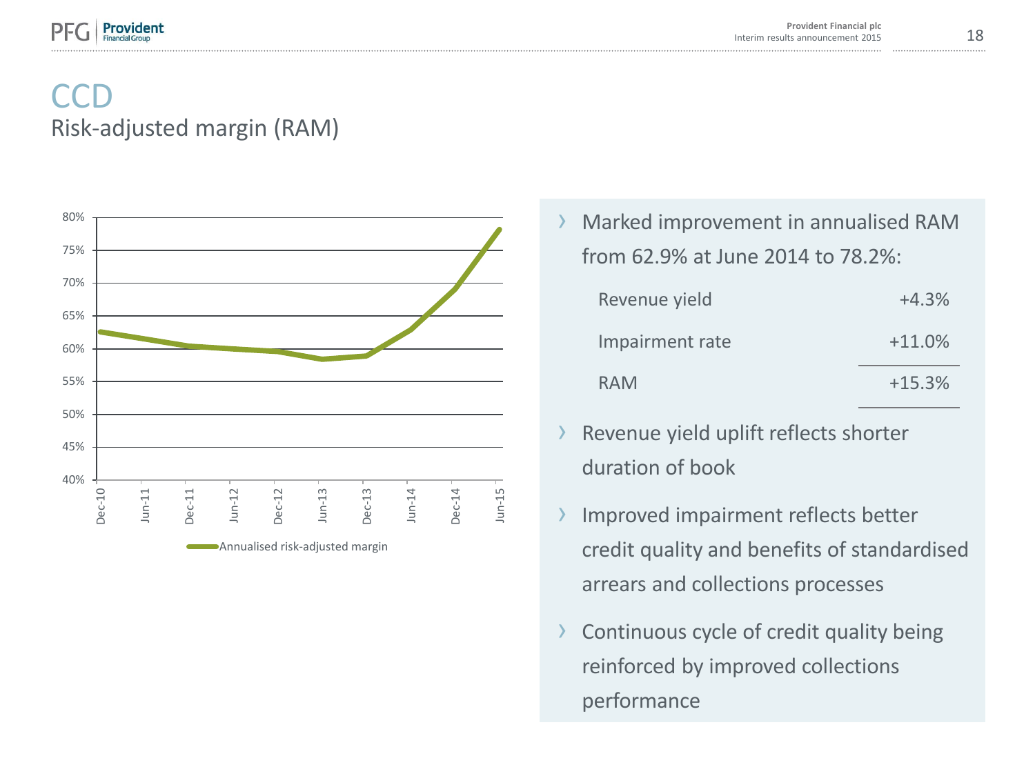# CCD

## Risk-adjusted margin (RAM)

- Marked improvement in annualised RAM from 62.9% at June 2014 to 78.2%:

| | |
|---|---|
| Revenue yield | +4.3% |
| Impairment rate | +11.0% |
| RAM | +15.3% |

- Revenue yield uplift reflects shorter duration of book
- Improved impairment reflects better credit quality and benefits of standardised arrears and collections processes
- Continuous cycle of credit quality being reinforced by improved collections performance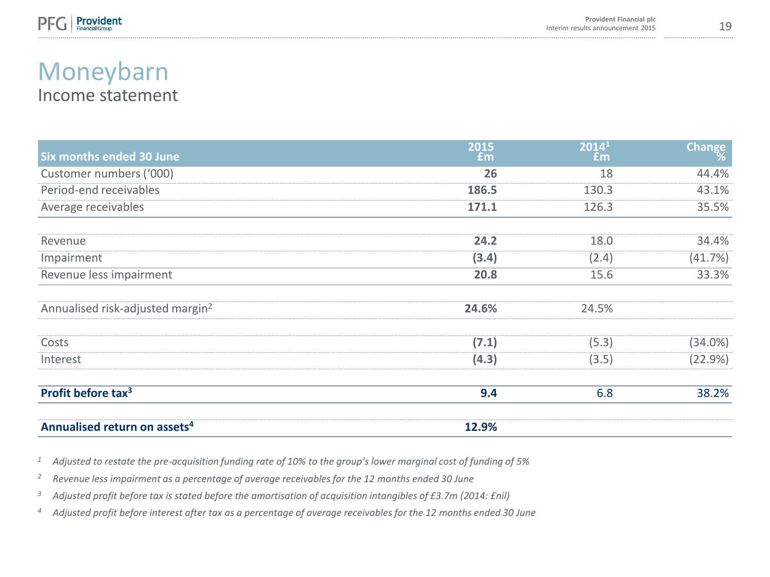# Moneybarn

## Income statement

| Six months ended 30 June | 2015 £m | 2014[1] £m | Change % |
|---|---|---|---|
| Customer numbers ('000) | **26** | 18 | 44.4% |
| Period-end receivables | **186.5** | 130.3 | 43.1% |
| Average receivables | **171.1** | 126.3 | 35.5% |
| | | | |
| Revenue | **24.2** | 18.0 | 34.4% |
| Impairment | **(3.4)** | (2.4) | (41.7%) |
| Revenue less impairment | **20.8** | 15.6 | 33.3% |
| | | | |
| Annualised risk-adjusted margin[2] | **24.6%** | 24.5% | |
| | | | |
| Costs | **(7.1)** | (5.3) | (34.0%) |
| Interest | **(4.3)** | (3.5) | (22.9%) |
| | | | |
| **Profit before tax[3]** | **9.4** | 6.8 | 38.2% |
| | | | |
| **Annualised return on assets[4]** | **12.9%** | | |

*[1] Adjusted to restate the pre-acquisition funding rate of 10% to the group's lower marginal cost of funding of 5%*

*[2] Revenue less impairment as a percentage of average receivables for the 12 months ended 30 June*

*[3] Adjusted profit before tax is stated before the amortisation of acquisition intangibles of £3.7m (2014: £nil)*

*[4] Adjusted profit before interest after tax as a percentage of average receivables for the 12 months ended 30 June*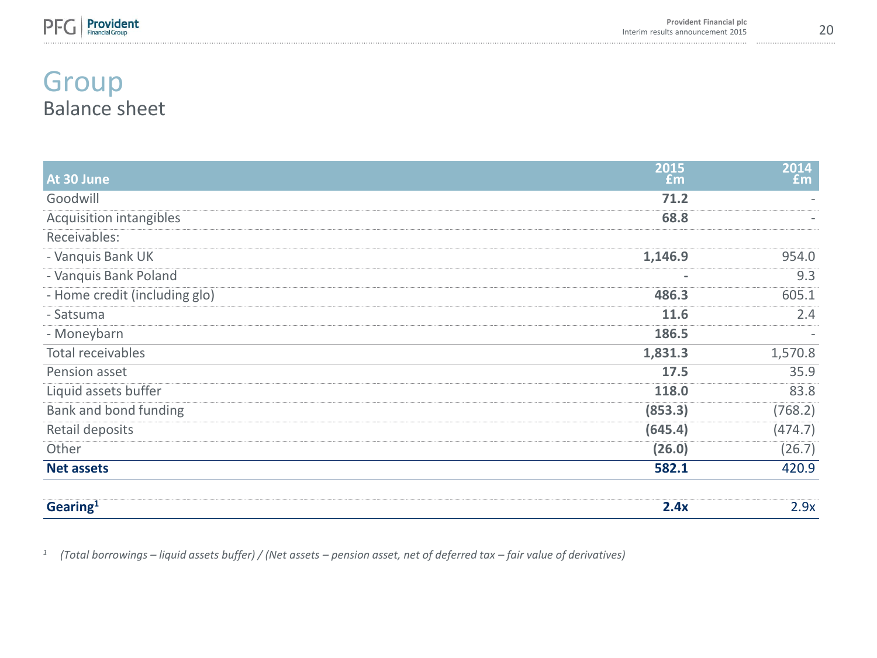# Group

## Balance sheet

| At 30 June | 2015 £m | 2014 £m |
|---|---|---|
| Goodwill | **71.2** | - |
| Acquisition intangibles | **68.8** | - |
| Receivables: | | |
| - Vanquis Bank UK | **1,146.9** | 954.0 |
| - Vanquis Bank Poland | **-** | 9.3 |
| - Home credit (including glo) | **486.3** | 605.1 |
| - Satsuma | **11.6** | 2.4 |
| - Moneybarn | **186.5** | - |
| Total receivables | **1,831.3** | 1,570.8 |
| Pension asset | **17.5** | 35.9 |
| Liquid assets buffer | **118.0** | 83.8 |
| Bank and bond funding | **(853.3)** | (768.2) |
| Retail deposits | **(645.4)** | (474.7) |
| Other | **(26.0)** | (26.7) |
| **Net assets** | **582.1** | 420.9 |
| **Gearing[1]** | **2.4x** | 2.9x |

[1] *(Total borrowings – liquid assets buffer) / (Net assets – pension asset, net of deferred tax – fair value of derivatives)*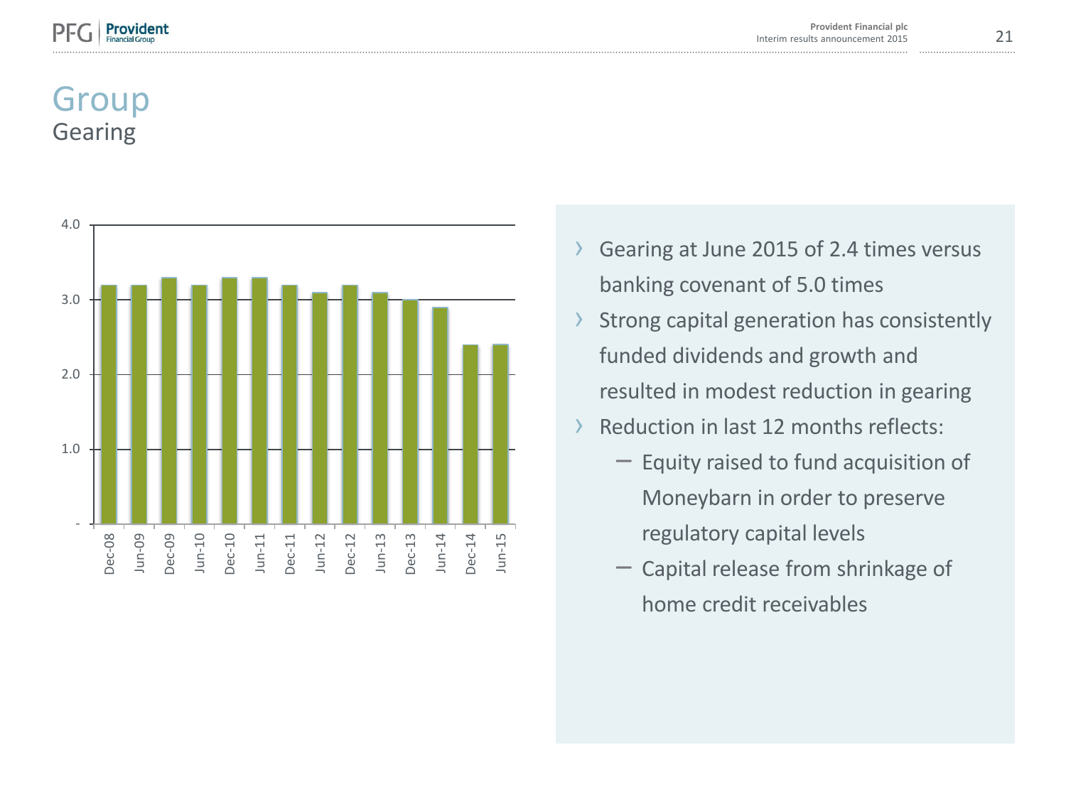# Group

## Gearing

| | Dec-08 | Jun-09 | Dec-09 | Jun-10 | Dec-10 | Jun-11 | Dec-11 | Jun-12 | Dec-12 | Jun-13 | Dec-13 | Jun-14 | Dec-14 | Jun-15 |
|---|---|---|---|---|---|---|---|---|---|---|---|---|---|---|
| Gearing | 3.2 | 3.2 | 3.3 | 3.2 | 3.3 | 3.3 | 3.2 | 3.1 | 3.2 | 3.1 | 3.0 | 2.9 | 2.4 | 2.4 |

- Gearing at June 2015 of 2.4 times versus banking covenant of 5.0 times
- Strong capital generation has consistently funded dividends and growth and resulted in modest reduction in gearing
- Reduction in last 12 months reflects:
  - Equity raised to fund acquisition of Moneybarn in order to preserve regulatory capital levels
  - Capital release from shrinkage of home credit receivables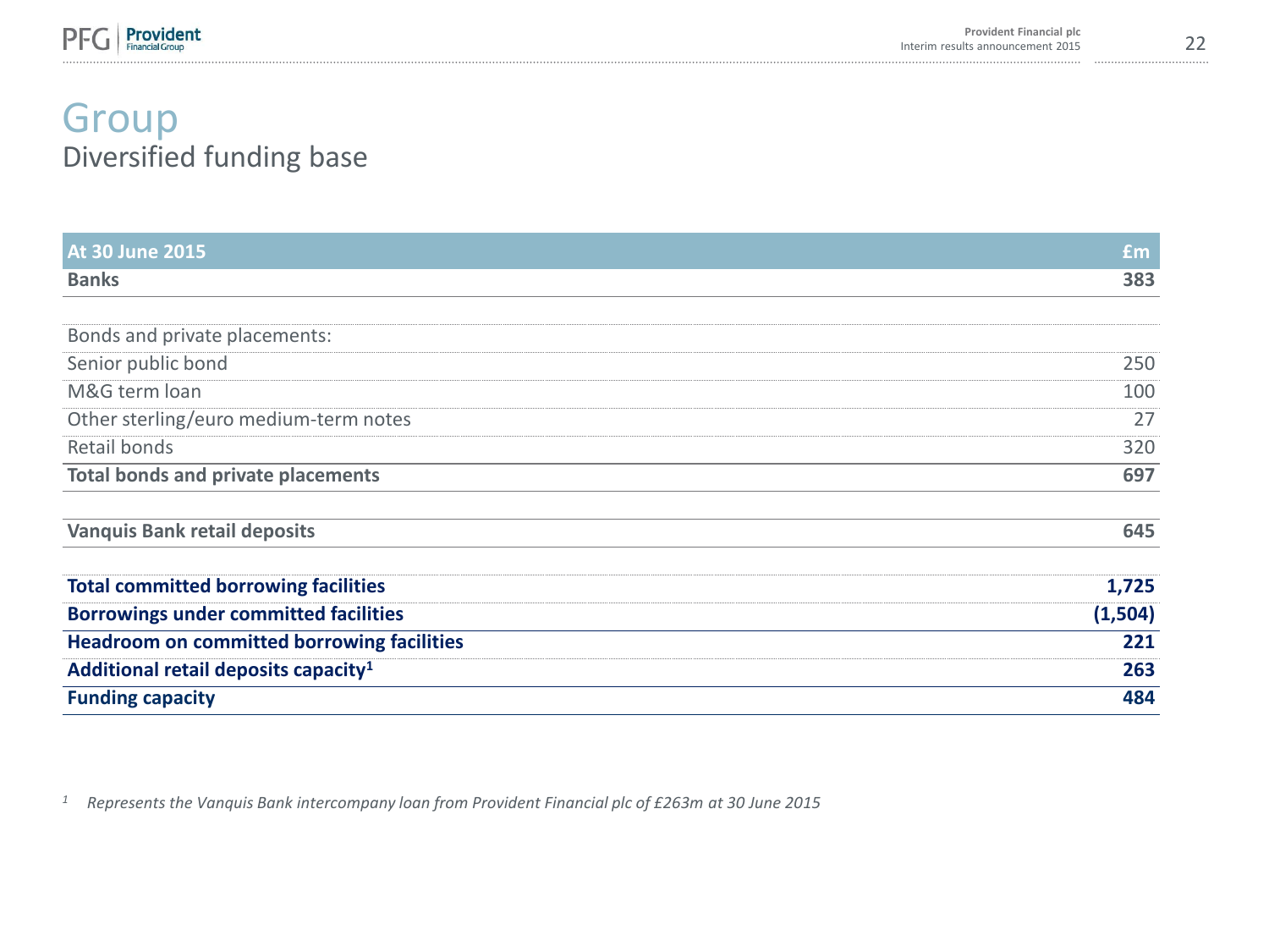# Group

## Diversified funding base

| At 30 June 2015 | £m |
|---|---|
| **Banks** | **383** |
| | |
| Bonds and private placements: | |
| Senior public bond | 250 |
| M&G term loan | 100 |
| Other sterling/euro medium-term notes | 27 |
| Retail bonds | 320 |
| **Total bonds and private placements** | **697** |
| | |
| **Vanquis Bank retail deposits** | **645** |
| | |
| **Total committed borrowing facilities** | **1,725** |
| **Borrowings under committed facilities** | **(1,504)** |
| **Headroom on committed borrowing facilities** | **221** |
| **Additional retail deposits capacity**[1] | **263** |
| **Funding capacity** | **484** |

[1] *Represents the Vanquis Bank intercompany loan from Provident Financial plc of £263m at 30 June 2015*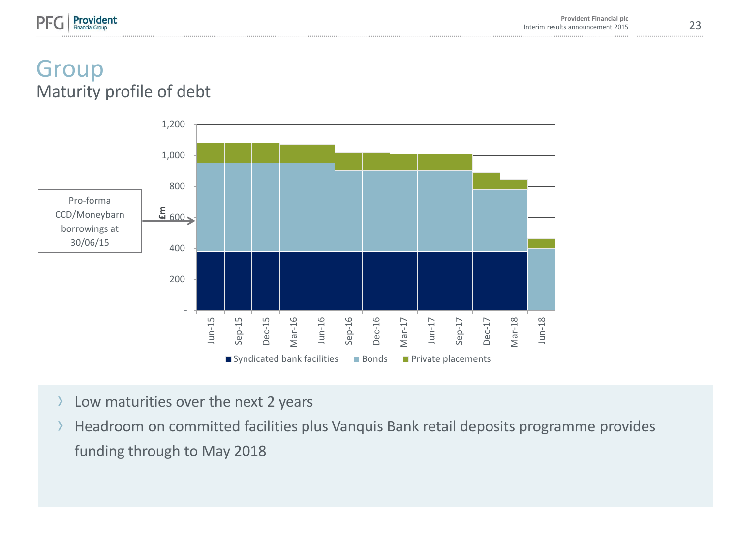# Group

## Maturity profile of debt

Pro-forma CCD/Moneybarn borrowings at 30/06/15

£m

1,200
1,000
800
600
400
200
-

Jun-15 Sep-15 Dec-15 Mar-16 Jun-16 Sep-16 Dec-16 Mar-17 Jun-17 Sep-17 Dec-17 Mar-18 Jun-18

Syndicated bank facilities | Bonds | Private placements

- Low maturities over the next 2 years
- Headroom on committed facilities plus Vanquis Bank retail deposits programme provides funding through to May 2018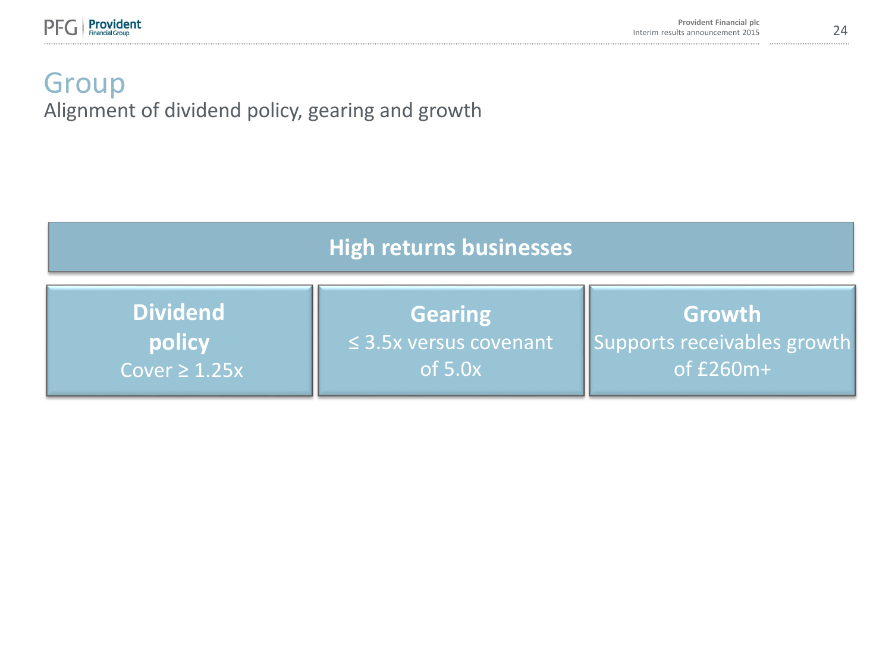# Group

## Alignment of dividend policy, gearing and growth

**High returns businesses**

| Dividend policy | Gearing | Growth |
|---|---|---|
| Cover ≥ 1.25x | ≤ 3.5x versus covenant of 5.0x | Supports receivables growth of £260m+ |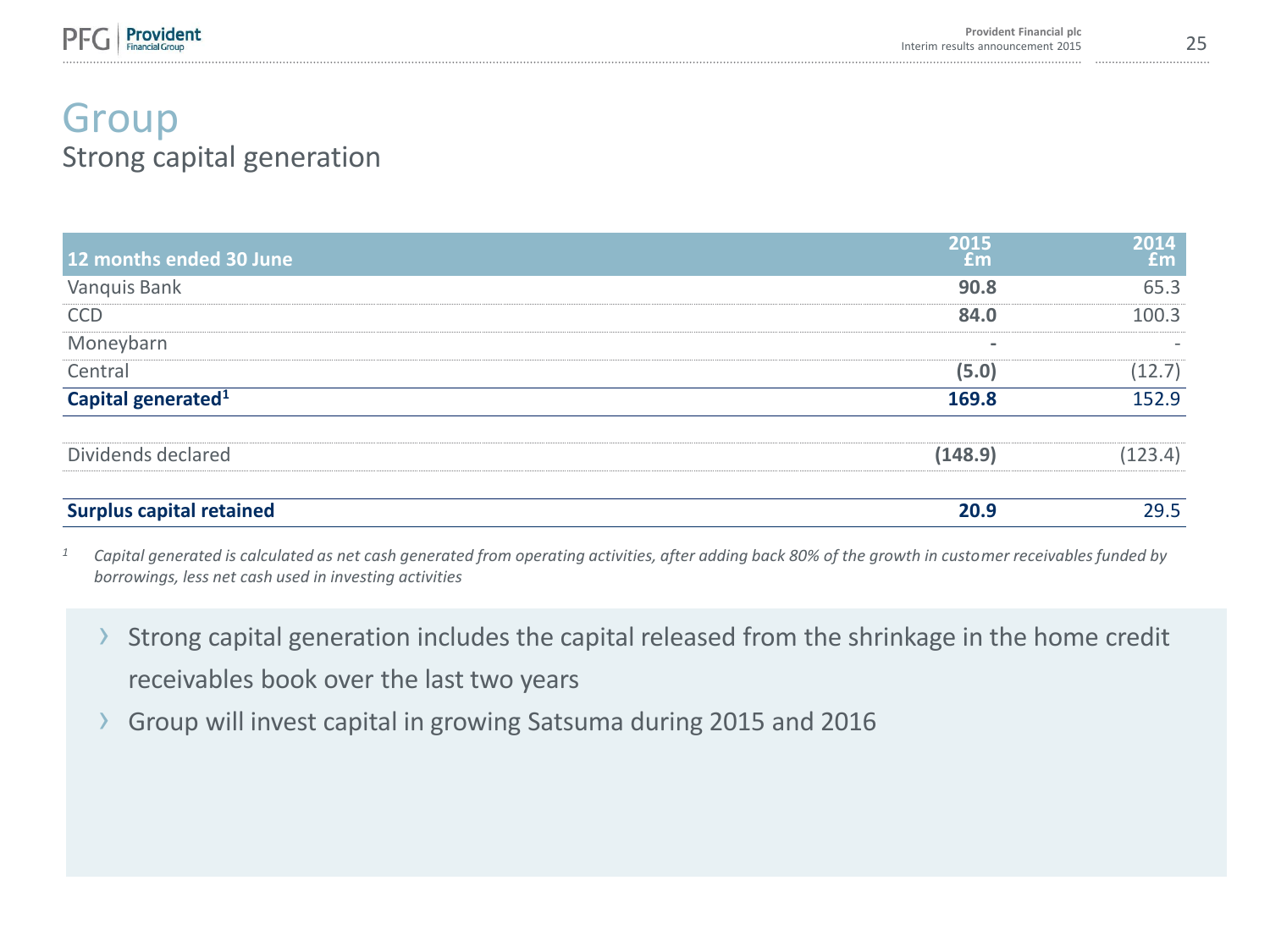# Group

## Strong capital generation

| 12 months ended 30 June | 2015 £m | 2014 £m |
|---|---|---|
| Vanquis Bank | **90.8** | 65.3 |
| CCD | **84.0** | 100.3 |
| Moneybarn | **-** | - |
| Central | **(5.0)** | (12.7) |
| **Capital generated[1]** | **169.8** | 152.9 |
| | | |
| Dividends declared | **(148.9)** | (123.4) |
| | | |
| **Surplus capital retained** | **20.9** | 29.5 |

[1] *Capital generated is calculated as net cash generated from operating activities, after adding back 80% of the growth in customer receivables funded by borrowings, less net cash used in investing activities*

- Strong capital generation includes the capital released from the shrinkage in the home credit receivables book over the last two years
- Group will invest capital in growing Satsuma during 2015 and 2016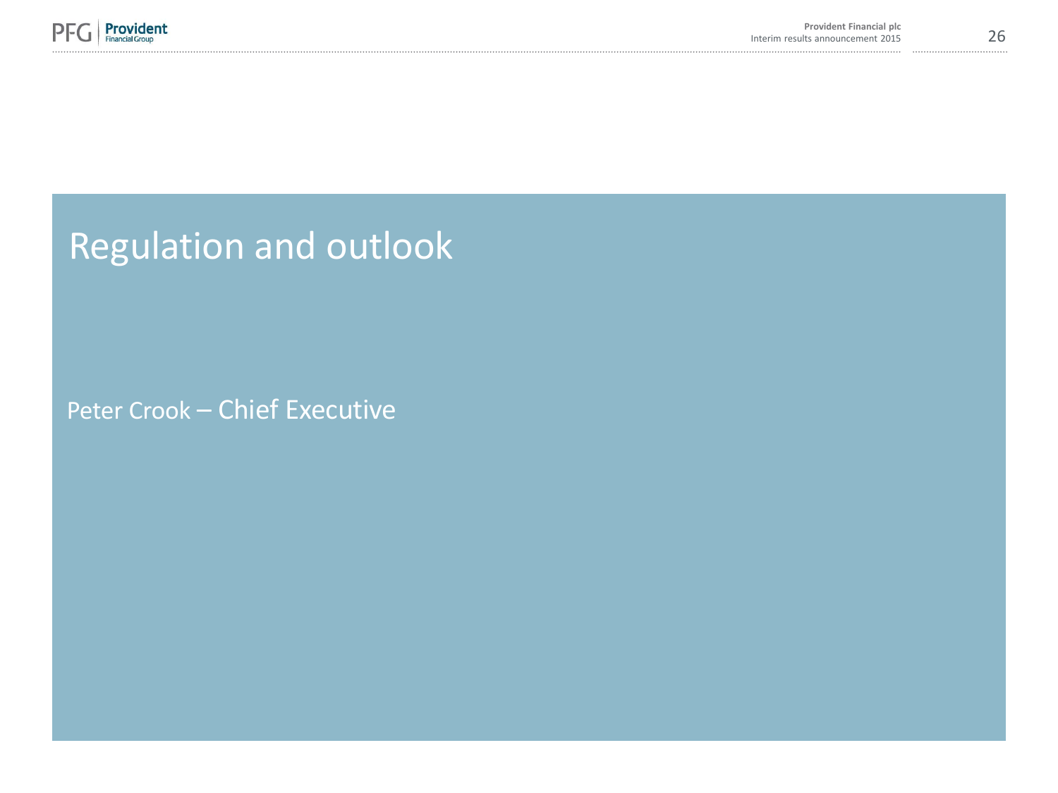# Regulation and outlook

Peter Crook – Chief Executive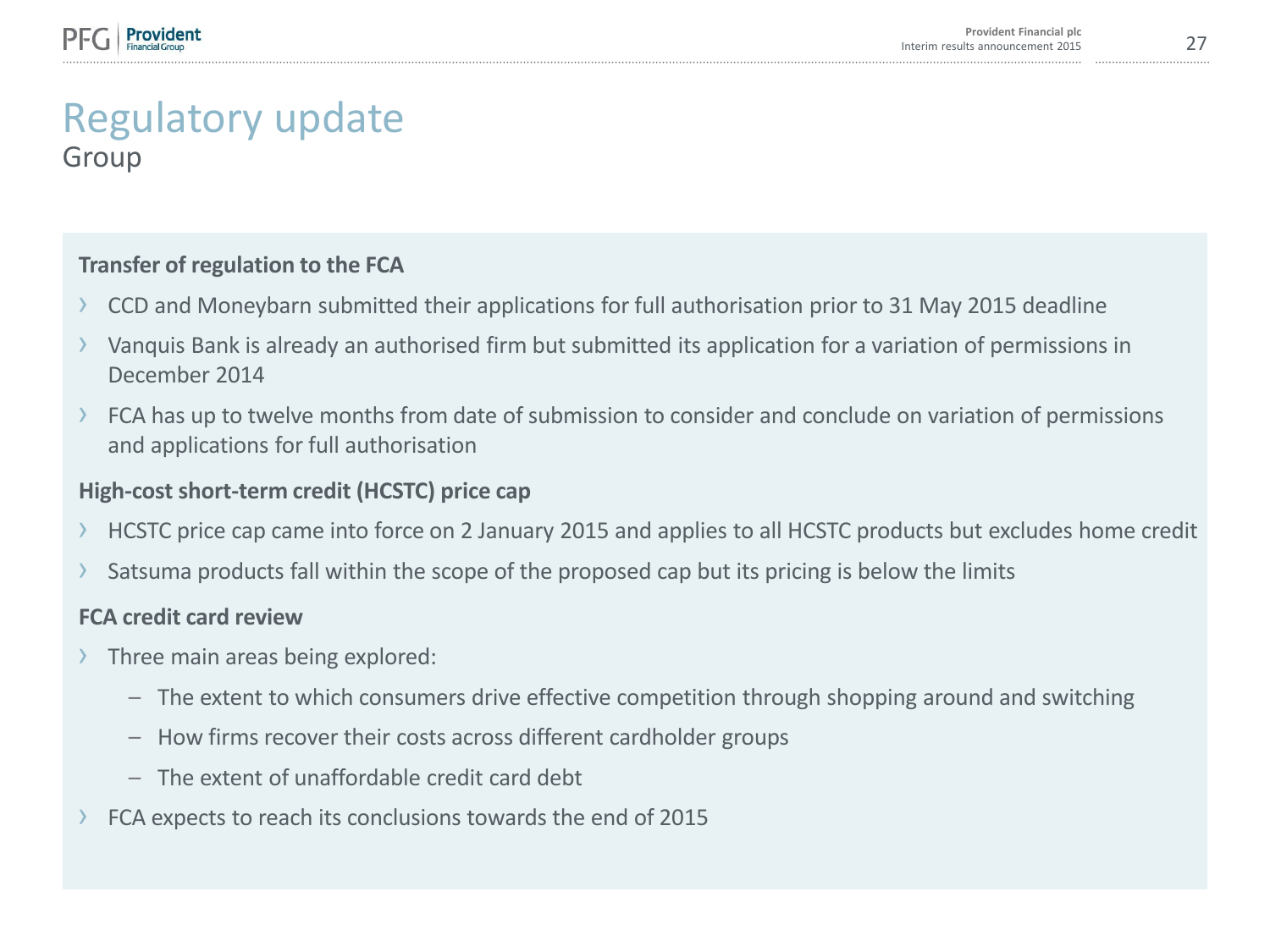# Regulatory update

## Group

**Transfer of regulation to the FCA**

- CCD and Moneybarn submitted their applications for full authorisation prior to 31 May 2015 deadline
- Vanquis Bank is already an authorised firm but submitted its application for a variation of permissions in December 2014
- FCA has up to twelve months from date of submission to consider and conclude on variation of permissions and applications for full authorisation

**High-cost short-term credit (HCSTC) price cap**

- HCSTC price cap came into force on 2 January 2015 and applies to all HCSTC products but excludes home credit
- Satsuma products fall within the scope of the proposed cap but its pricing is below the limits

**FCA credit card review**

- Three main areas being explored:
  - The extent to which consumers drive effective competition through shopping around and switching
  - How firms recover their costs across different cardholder groups
  - The extent of unaffordable credit card debt
- FCA expects to reach its conclusions towards the end of 2015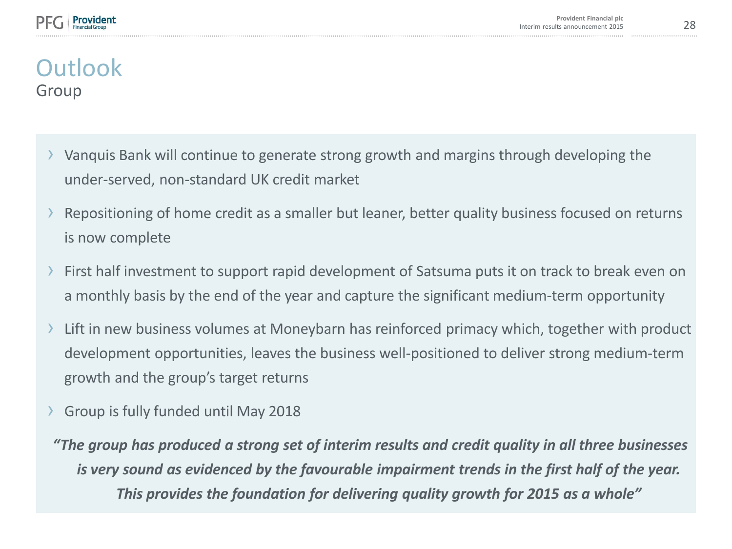# Outlook

## Group

- Vanquis Bank will continue to generate strong growth and margins through developing the under-served, non-standard UK credit market
- Repositioning of home credit as a smaller but leaner, better quality business focused on returns is now complete
- First half investment to support rapid development of Satsuma puts it on track to break even on a monthly basis by the end of the year and capture the significant medium-term opportunity
- Lift in new business volumes at Moneybarn has reinforced primacy which, together with product development opportunities, leaves the business well-positioned to deliver strong medium-term growth and the group's target returns
- Group is fully funded until May 2018

***"The group has produced a strong set of interim results and credit quality in all three businesses is very sound as evidenced by the favourable impairment trends in the first half of the year. This provides the foundation for delivering quality growth for 2015 as a whole"***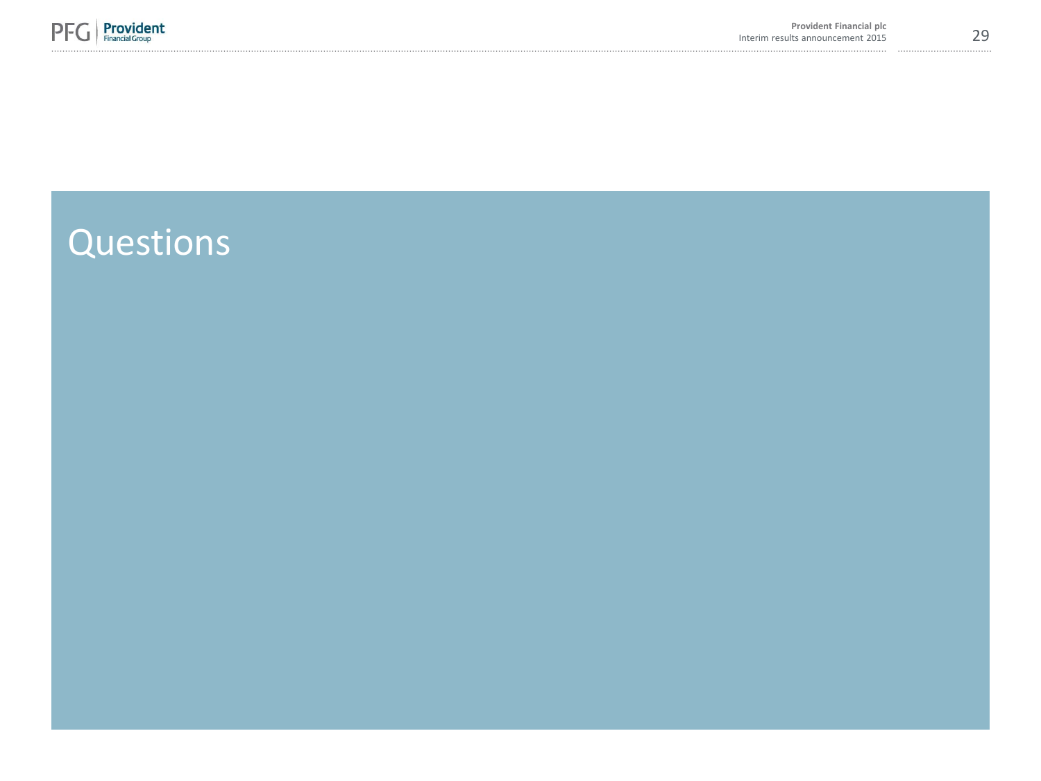# Questions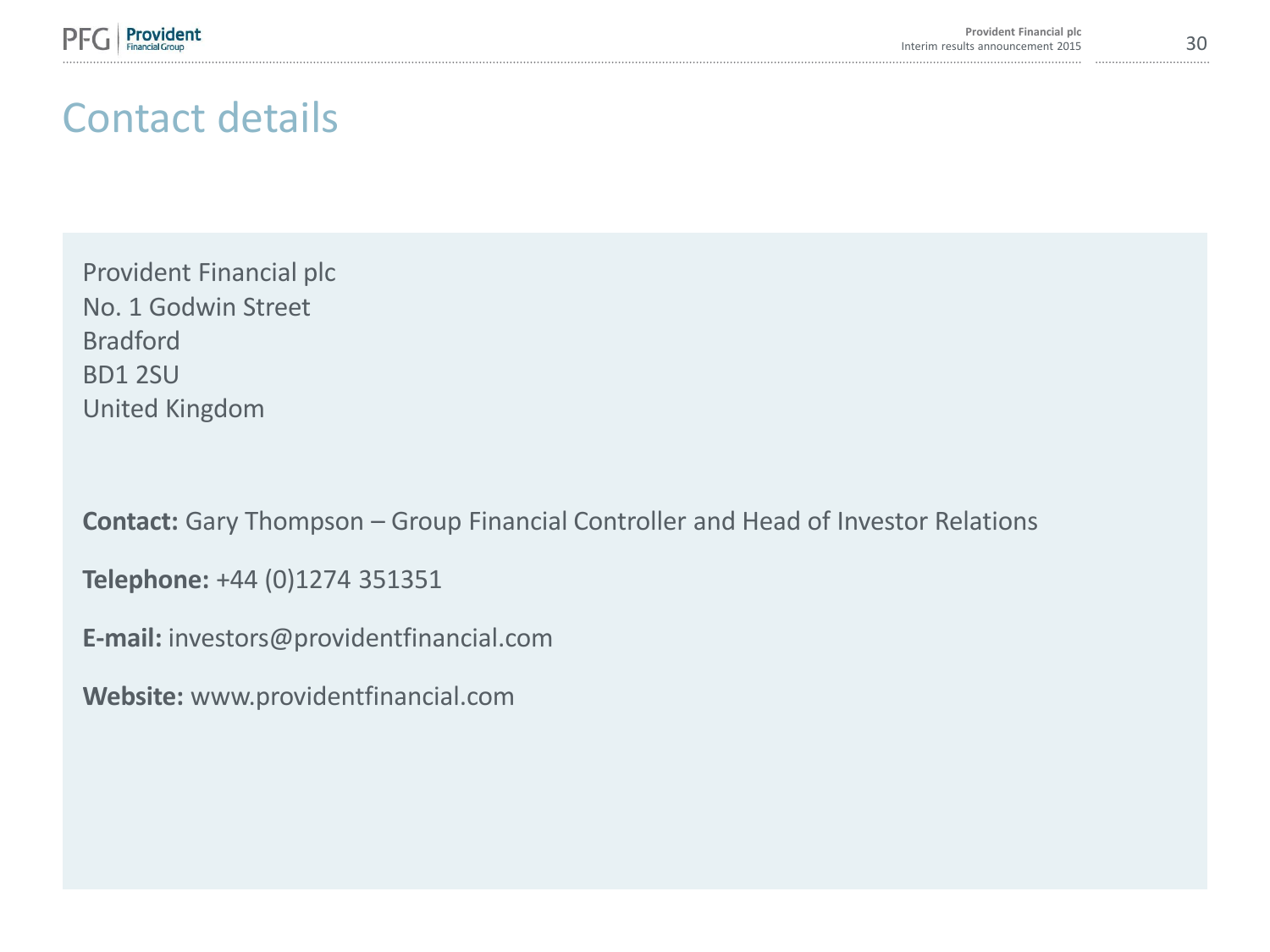# Contact details

Provident Financial plc
No. 1 Godwin Street
Bradford
BD1 2SU
United Kingdom

**Contact:** Gary Thompson – Group Financial Controller and Head of Investor Relations

**Telephone:** +44 (0)1274 351351

**E-mail:** investors@providentfinancial.com

**Website:** www.providentfinancial.com